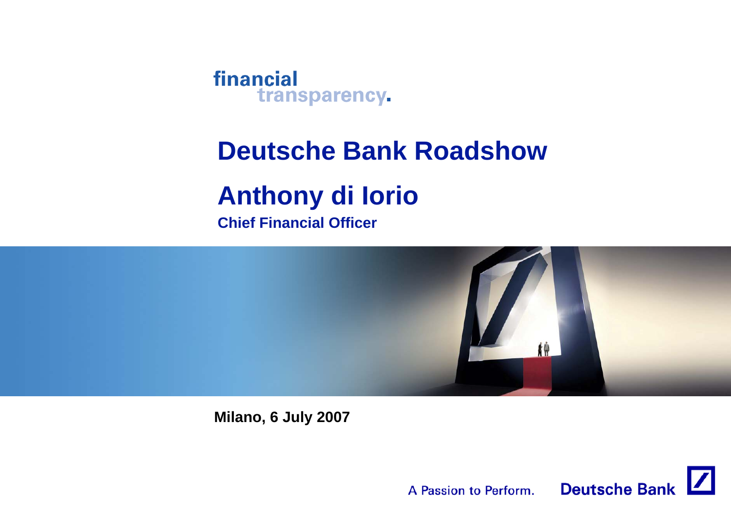financial
transparency.

# Deutsche Bank Roadshow

## Anthony di Iorio

**Chief Financial Officer**

**Milano, 6 July 2007**

A Passion to Perform. Deutsche Bank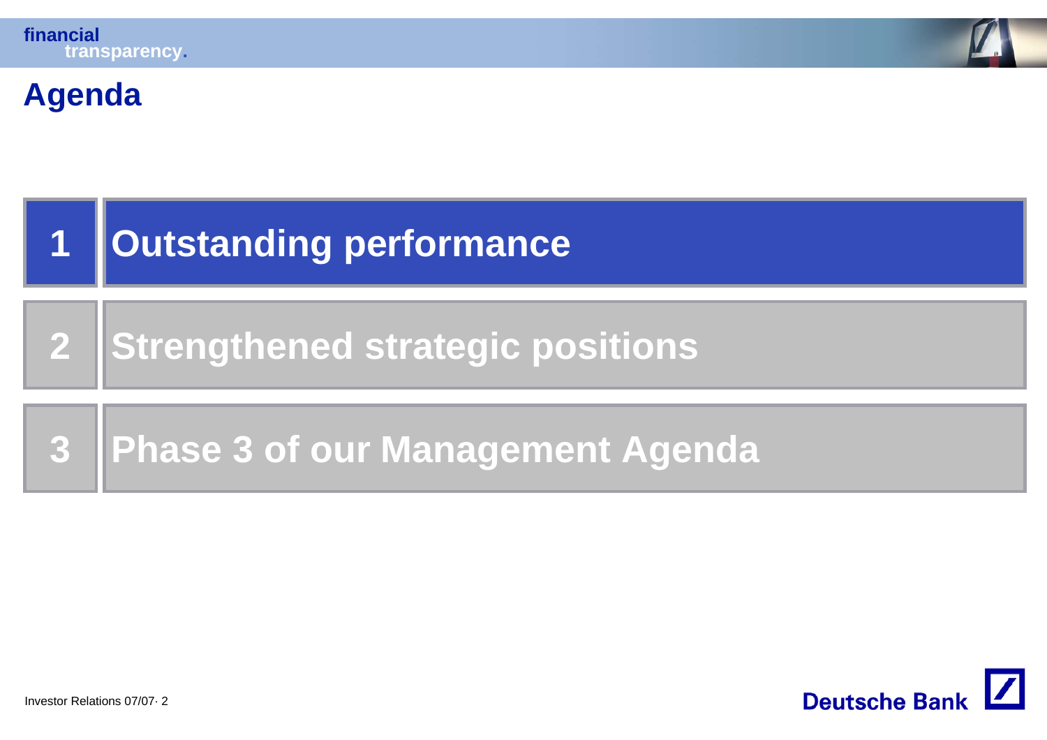# Agenda

1. Outstanding performance
2. Strengthened strategic positions
3. Phase 3 of our Management Agenda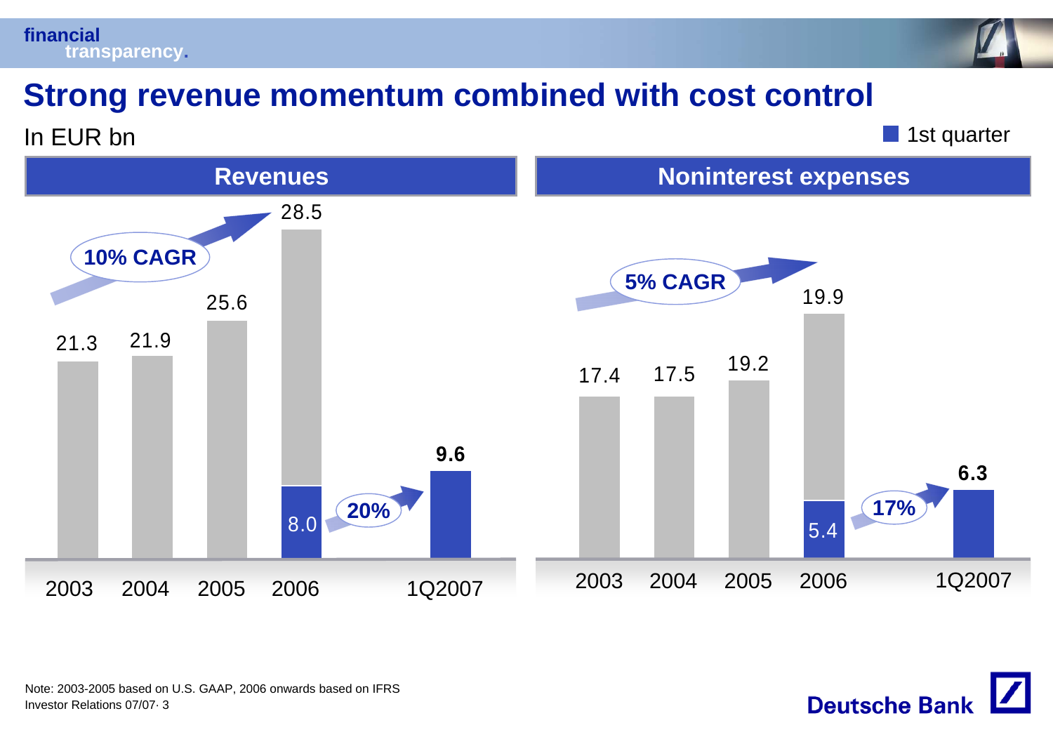# Strong revenue momentum combined with cost control

In EUR bn

■ 1st quarter

## Revenues

10% CAGR

| 2003 | 2004 | 2005 | 2006 | 1Q2007 |
|---|---|---|---|---|
| 21.3 | 21.9 | 25.6 | 28.5 (1st quarter: 8.0) | **9.6** |

20%

## Noninterest expenses

5% CAGR

| 2003 | 2004 | 2005 | 2006 | 1Q2007 |
|---|---|---|---|---|
| 17.4 | 17.5 | 19.2 | 19.9 (1st quarter: 5.4) | **6.3** |

17%

Note: 2003-2005 based on U.S. GAAP, 2006 onwards based on IFRS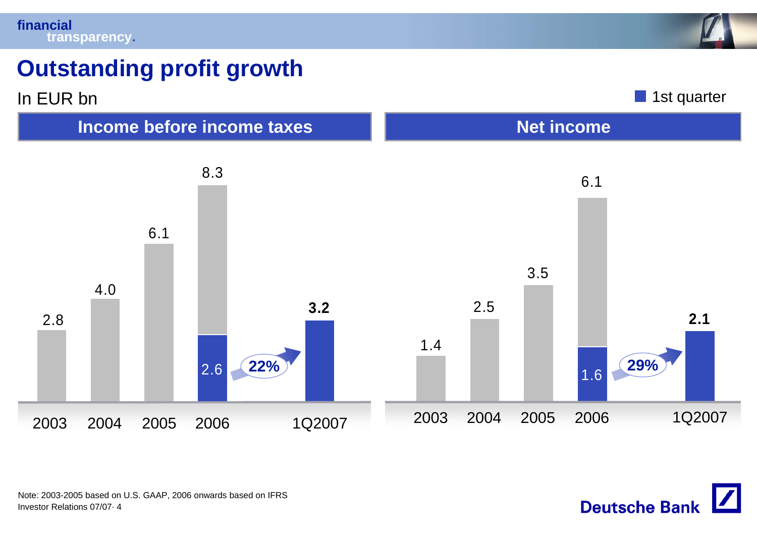# Outstanding profit growth

In EUR bn

■ 1st quarter

## Income before income taxes

| | 2003 | 2004 | 2005 | 2006 | 1Q2007 |
|---|---|---|---|---|---|
| Full year | 2.8 | 4.0 | 6.1 | 8.3 | |
| 1st quarter | | | | 2.6 | **3.2** |

**22%** (1Q2006 to 1Q2007)

## Net income

| | 2003 | 2004 | 2005 | 2006 | 1Q2007 |
|---|---|---|---|---|---|
| Full year | 1.4 | 2.5 | 3.5 | 6.1 | |
| 1st quarter | | | | 1.6 | **2.1** |

**29%** (1Q2006 to 1Q2007)

Note: 2003-2005 based on U.S. GAAP, 2006 onwards based on IFRS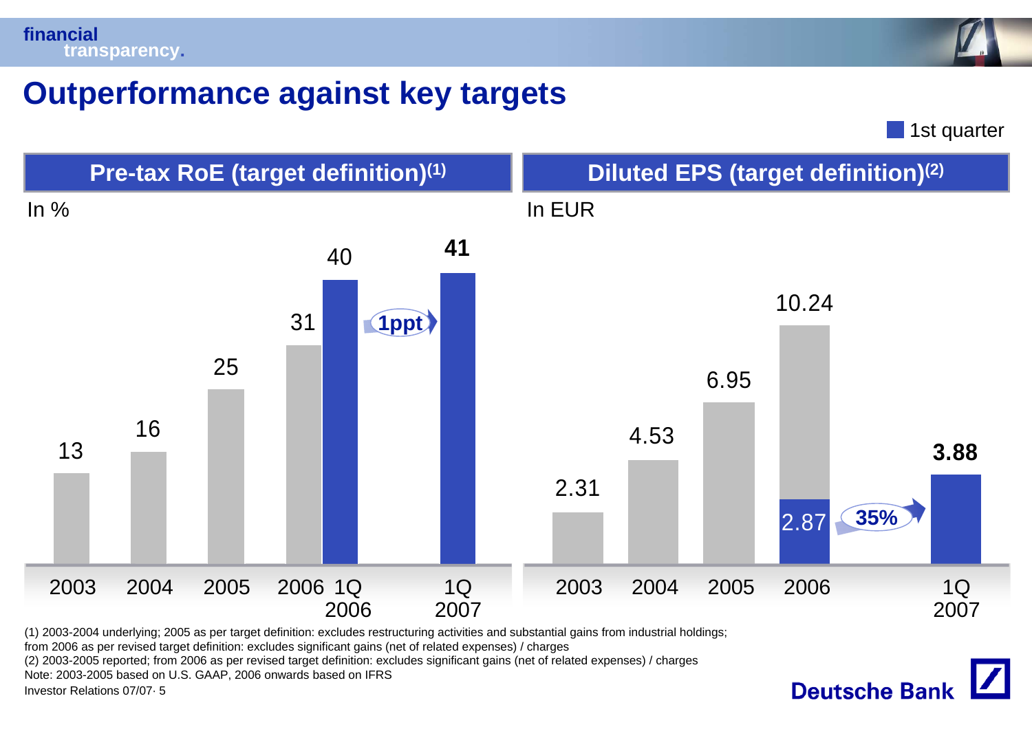# Outperformance against key targets

■ 1st quarter

## Pre-tax RoE (target definition)[1]

In %

| 2003 | 2004 | 2005 | 2006 | 1Q 2006 | 1Q 2007 |
|---|---|---|---|---|---|
| 13 | 16 | 25 | 31 | 40 | **41** |

1ppt

## Diluted EPS (target definition)[2]

In EUR

| 2003 | 2004 | 2005 | 2006 | 1Q 2006 | 1Q 2007 |
|---|---|---|---|---|---|
| 2.31 | 4.53 | 6.95 | 10.24 | 2.87 | **3.88** |

35%

(1) 2003-2004 underlying; 2005 as per target definition: excludes restructuring activities and substantial gains from industrial holdings; from 2006 as per revised target definition: excludes significant gains (net of related expenses) / charges

(2) 2003-2005 reported; from 2006 as per revised target definition: excludes significant gains (net of related expenses) / charges

Note: 2003-2005 based on U.S. GAAP, 2006 onwards based on IFRS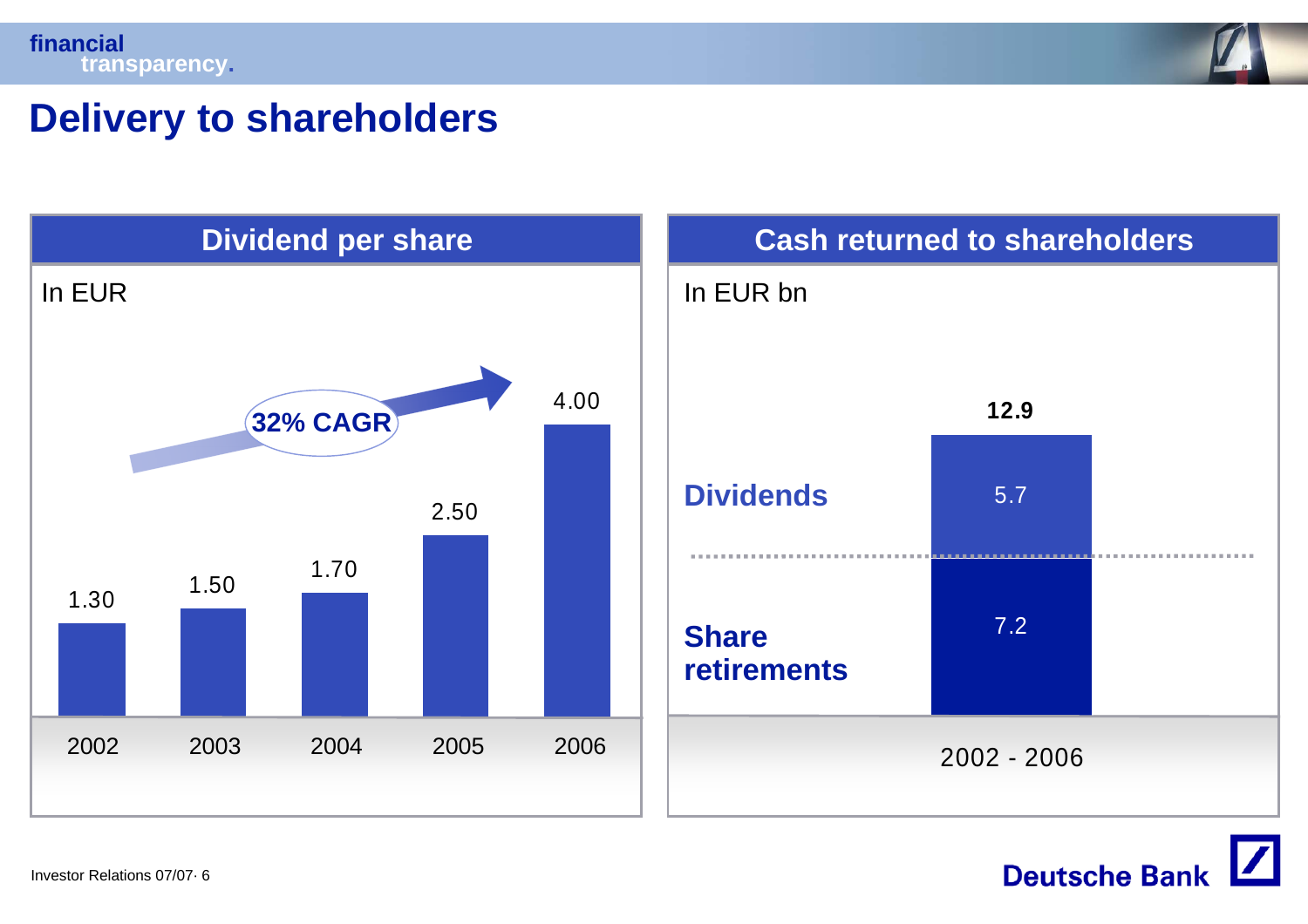# Delivery to shareholders

## Dividend per share

In EUR

32% CAGR

| 2002 | 2003 | 2004 | 2005 | 2006 |
|---|---|---|---|---|
| 1.30 | 1.50 | 1.70 | 2.50 | 4.00 |

## Cash returned to shareholders

In EUR bn

| | 2002 - 2006 |
|---|---|
| Dividends | 5.7 |
| Share retirements | 7.2 |
| Total | 12.9 |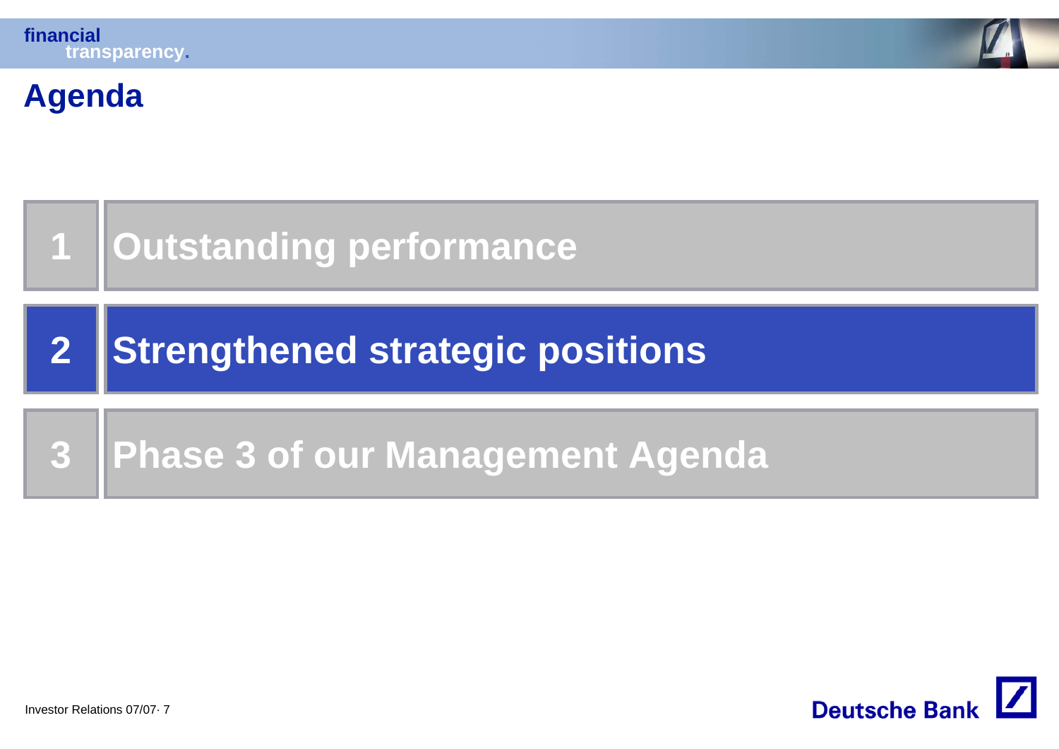# Agenda

1. Outstanding performance
2. **Strengthened strategic positions**
3. Phase 3 of our Management Agenda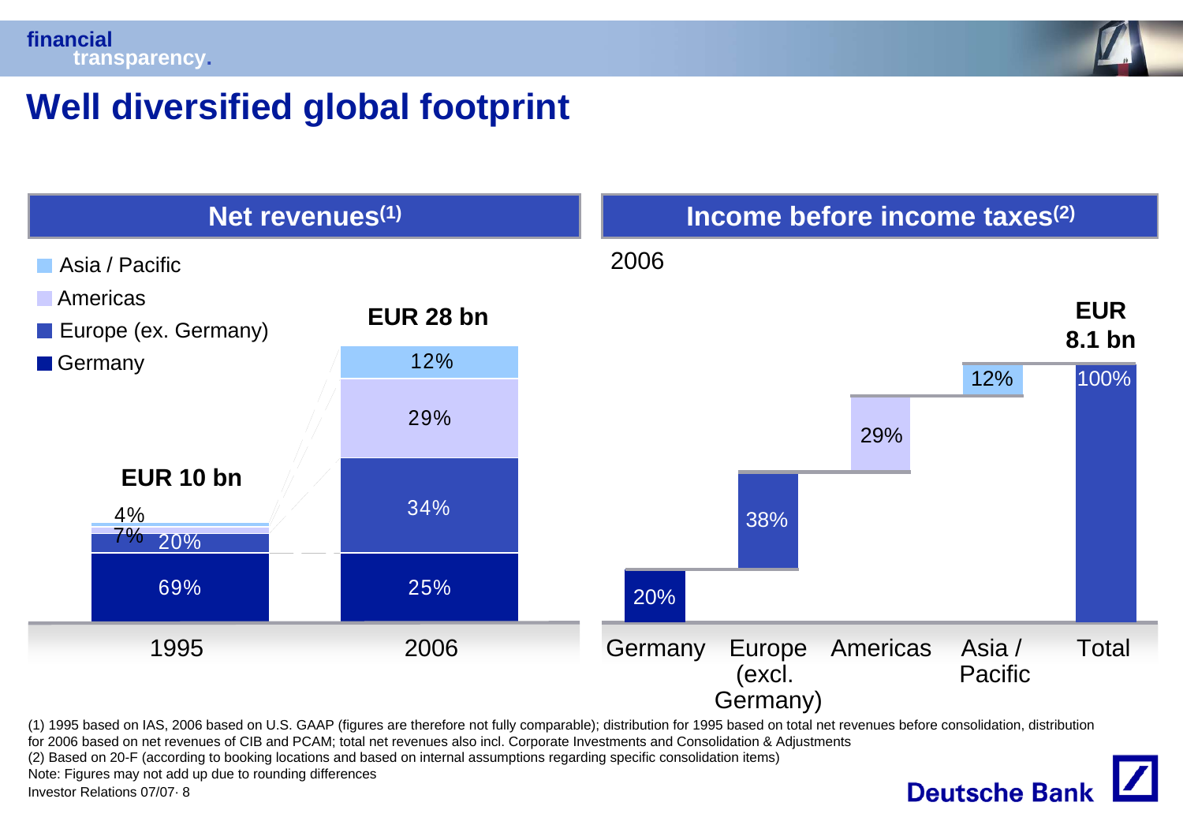# Well diversified global footprint

## Net revenues[(1)]

| | 1995 | 2006 |
|---|---|---|
| Total | EUR 10 bn | EUR 28 bn |
| Asia / Pacific | 4% | 12% |
| Americas | 7% | 29% |
| Europe (ex. Germany) | 20% | 34% |
| Germany | 69% | 25% |

## Income before income taxes[(2)]

2006

| Germany | Europe (excl. Germany) | Americas | Asia / Pacific | Total |
|---|---|---|---|---|
| 20% | 38% | 29% | 12% | 100% (EUR 8.1 bn) |

(1) 1995 based on IAS, 2006 based on U.S. GAAP (figures are therefore not fully comparable); distribution for 1995 based on total net revenues before consolidation, distribution for 2006 based on net revenues of CIB and PCAM; total net revenues also incl. Corporate Investments and Consolidation & Adjustments

(2) Based on 20-F (according to booking locations and based on internal assumptions regarding specific consolidation items)

Note: Figures may not add up due to rounding differences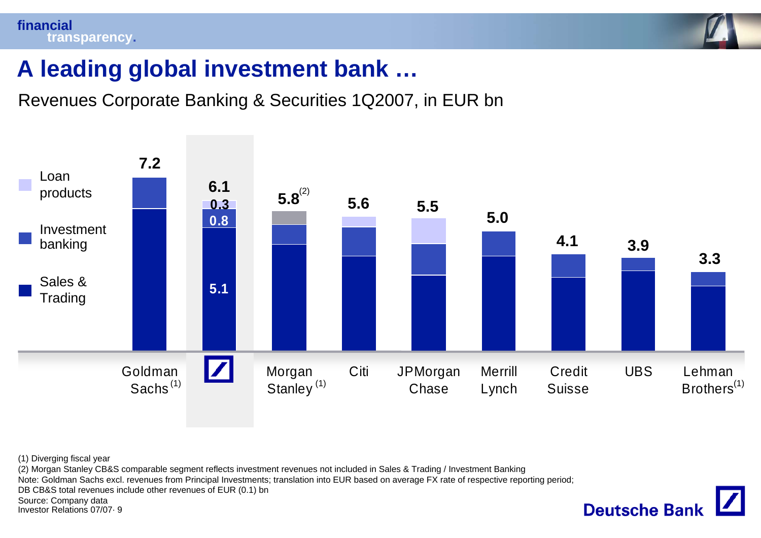# A leading global investment bank …

Revenues Corporate Banking & Securities 1Q2007, in EUR bn

| | Goldman Sachs (1) | Deutsche Bank | Morgan Stanley (1) | Citi | JPMorgan Chase | Merrill Lynch | Credit Suisse | UBS | Lehman Brothers (1) |
|---|---|---|---|---|---|---|---|---|---|
| Total | 7.2 | 6.1 | 5.8 (2) | 5.6 | 5.5 | 5.0 | 4.1 | 3.9 | 3.3 |
| Loan products | | 0.3 | | | | | | | |
| Investment banking | | 0.8 | | | | | | | |
| Sales & Trading | | 5.1 | | | | | | | |

(1) Diverging fiscal year

(2) Morgan Stanley CB&S comparable segment reflects investment revenues not included in Sales & Trading / Investment Banking

Note: Goldman Sachs excl. revenues from Principal Investments; translation into EUR based on average FX rate of respective reporting period; DB CB&S total revenues include other revenues of EUR (0.1) bn

Source: Company data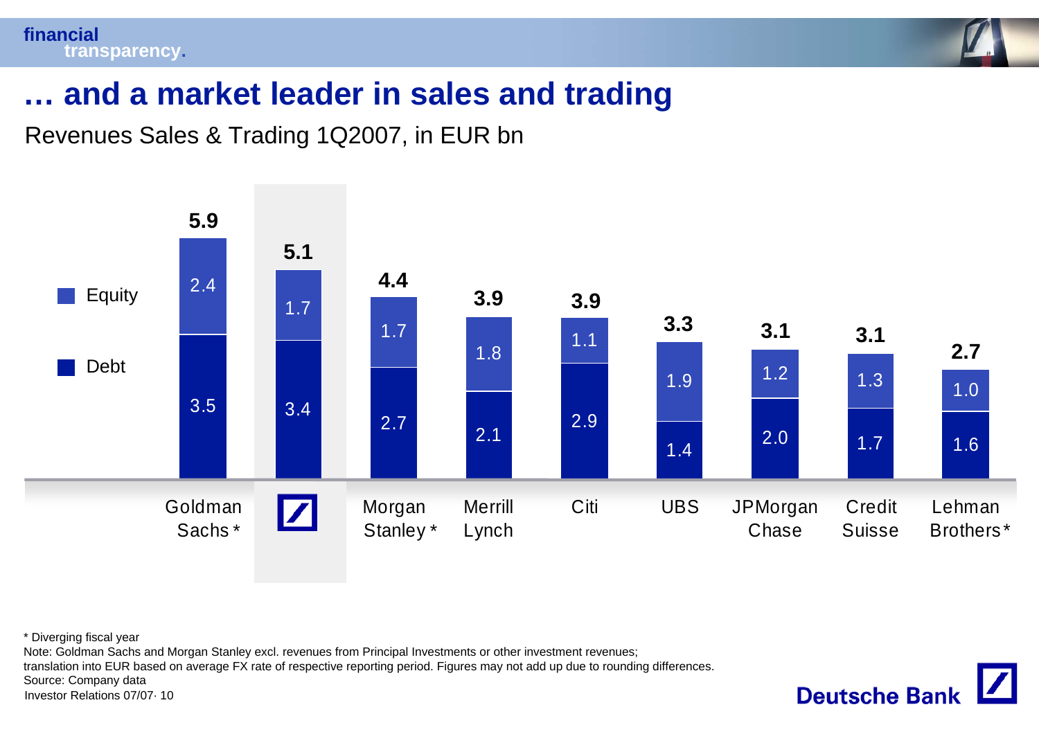# … and a market leader in sales and trading

Revenues Sales & Trading 1Q2007, in EUR bn

| | Goldman Sachs* | Deutsche Bank | Morgan Stanley* | Merrill Lynch | Citi | UBS | JPMorgan Chase | Credit Suisse | Lehman Brothers* |
|---|---|---|---|---|---|---|---|---|---|
| Equity | 2.4 | 1.7 | 1.7 | 1.8 | 1.1 | 1.9 | 1.2 | 1.3 | 1.0 |
| Debt | 3.5 | 3.4 | 2.7 | 2.1 | 2.9 | 1.4 | 2.0 | 1.7 | 1.6 |
| Total | 5.9 | 5.1 | 4.4 | 3.9 | 3.9 | 3.3 | 3.1 | 3.1 | 2.7 |

\* Diverging fiscal year

Note: Goldman Sachs and Morgan Stanley excl. revenues from Principal Investments or other investment revenues; translation into EUR based on average FX rate of respective reporting period. Figures may not add up due to rounding differences.

Source: Company data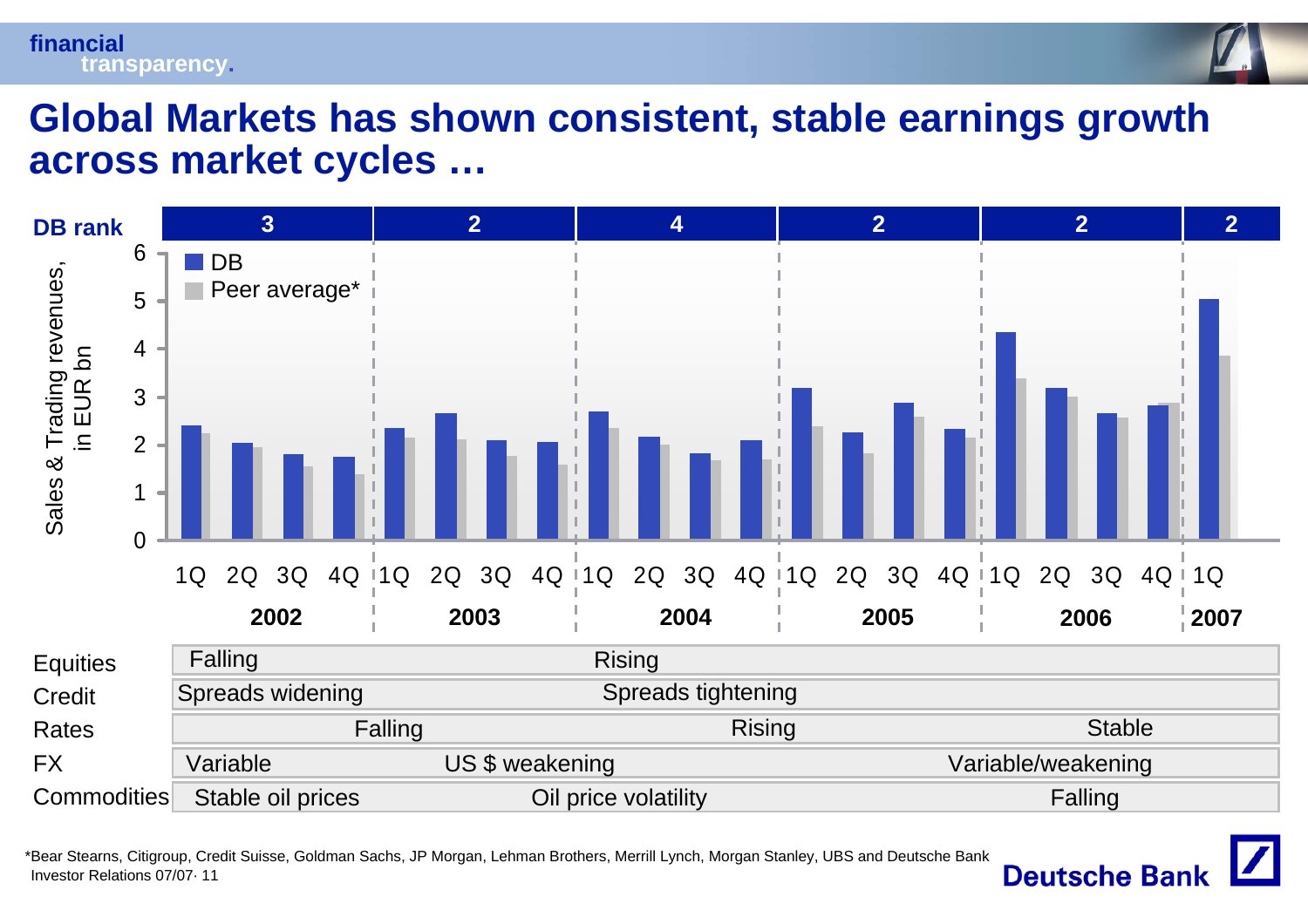# Global Markets has shown consistent, stable earnings growth across market cycles …

| DB rank | 2002 | 2003 | 2004 | 2005 | 2006 | 2007 |
|---|---|---|---|---|---|---|
| | 3 | 2 | 4 | 2 | 2 | 2 |

Sales & Trading revenues, in EUR bn

- DB
- Peer average*

| | 2002 | 2003 | 2004 | 2005 | 2006 | 2007 |
|---|---|---|---|---|---|---|
| Equities | Falling | Rising | | | | |
| Credit | Spreads widening | Spreads tightening | | | | |
| Rates | Falling | | Rising | | Stable | |
| FX | Variable | US $ weakening | | | Variable/weakening | |
| Commodities | Stable oil prices | Oil price volatility | | | Falling | |

*Bear Stearns, Citigroup, Credit Suisse, Goldman Sachs, JP Morgan, Lehman Brothers, Merrill Lynch, Morgan Stanley, UBS and Deutsche Bank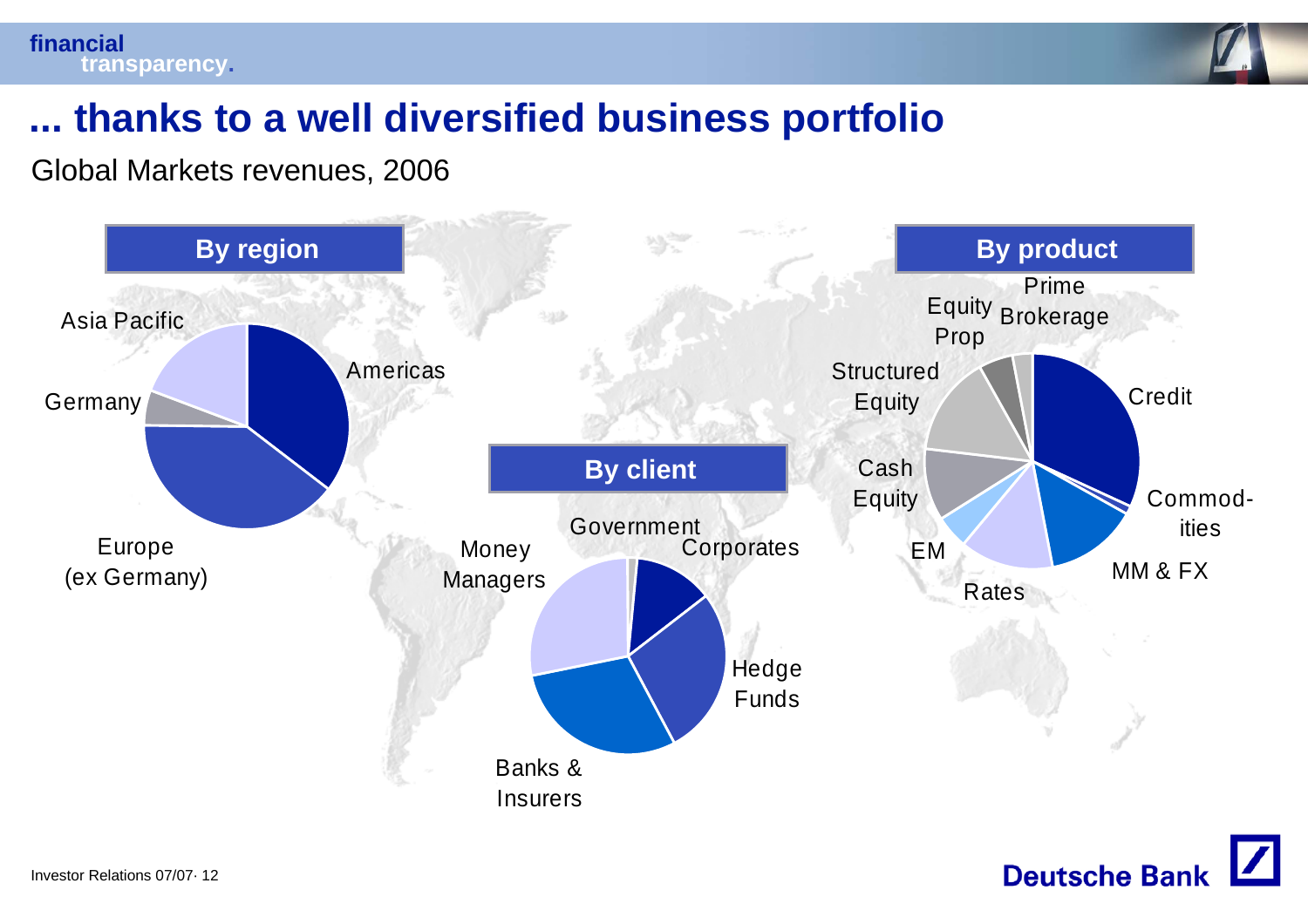# ... thanks to a well diversified business portfolio

Global Markets revenues, 2006

**By region**

Asia Pacific

Americas

Germany

Europe (ex Germany)

**By client**

Government

Corporates

Money Managers

Hedge Funds

Banks & Insurers

**By product**

Prime Brokerage

Equity Prop

Structured Equity

Credit

Cash Equity

Commod-ities

EM

MM & FX

Rates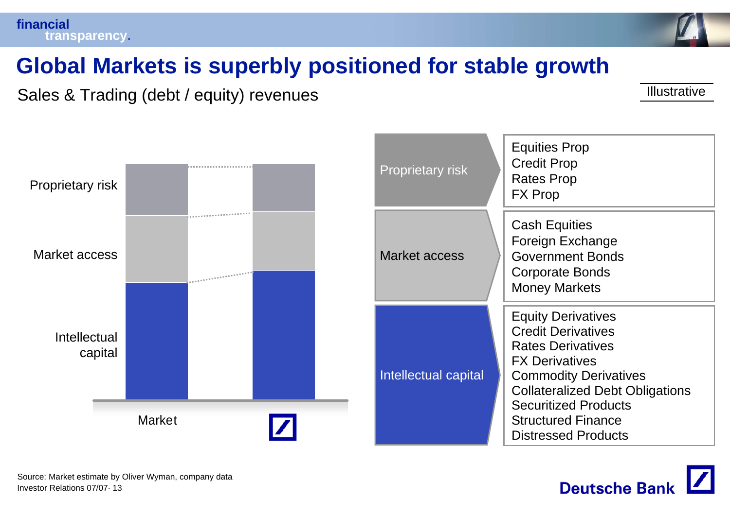# Global Markets is superbly positioned for stable growth

Sales & Trading (debt / equity) revenues

Illustrative

Proprietary risk

Market access

Intellectual capital

Market

| Category | Products |
|---|---|
| Proprietary risk | Equities Prop<br>Credit Prop<br>Rates Prop<br>FX Prop |
| Market access | Cash Equities<br>Foreign Exchange<br>Government Bonds<br>Corporate Bonds<br>Money Markets |
| Intellectual capital | Equity Derivatives<br>Credit Derivatives<br>Rates Derivatives<br>FX Derivatives<br>Commodity Derivatives<br>Collateralized Debt Obligations<br>Securitized Products<br>Structured Finance<br>Distressed Products |

Source: Market estimate by Oliver Wyman, company data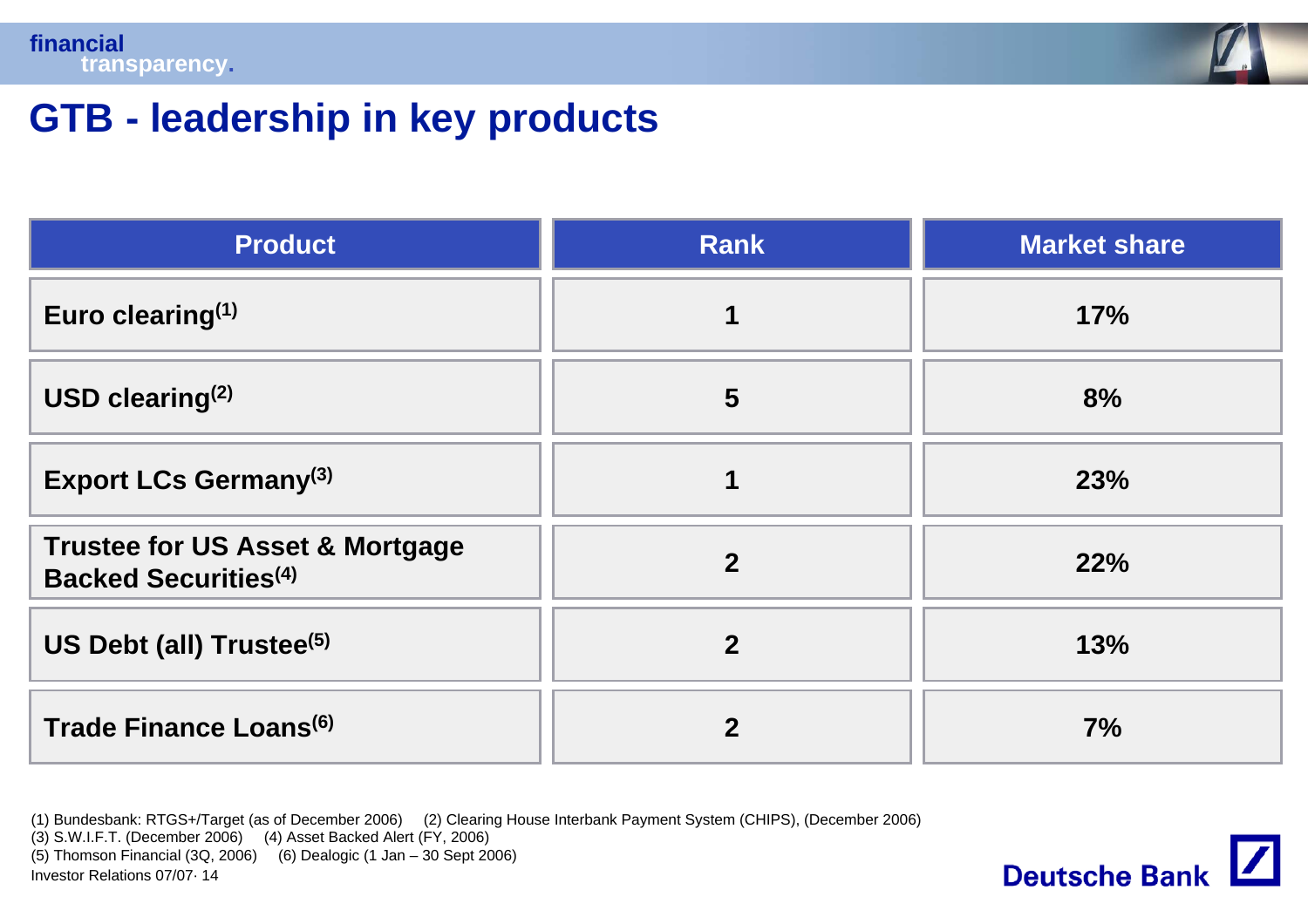# GTB - leadership in key products

| Product | Rank | Market share |
|---|---|---|
| Euro clearing[1] | 1 | 17% |
| USD clearing[2] | 5 | 8% |
| Export LCs Germany[3] | 1 | 23% |
| Trustee for US Asset & Mortgage Backed Securities[4] | 2 | 22% |
| US Debt (all) Trustee[5] | 2 | 13% |
| Trade Finance Loans[6] | 2 | 7% |

(1) Bundesbank: RTGS+/Target (as of December 2006) (2) Clearing House Interbank Payment System (CHIPS), (December 2006)
(3) S.W.I.F.T. (December 2006) (4) Asset Backed Alert (FY, 2006)
(5) Thomson Financial (3Q, 2006) (6) Dealogic (1 Jan – 30 Sept 2006)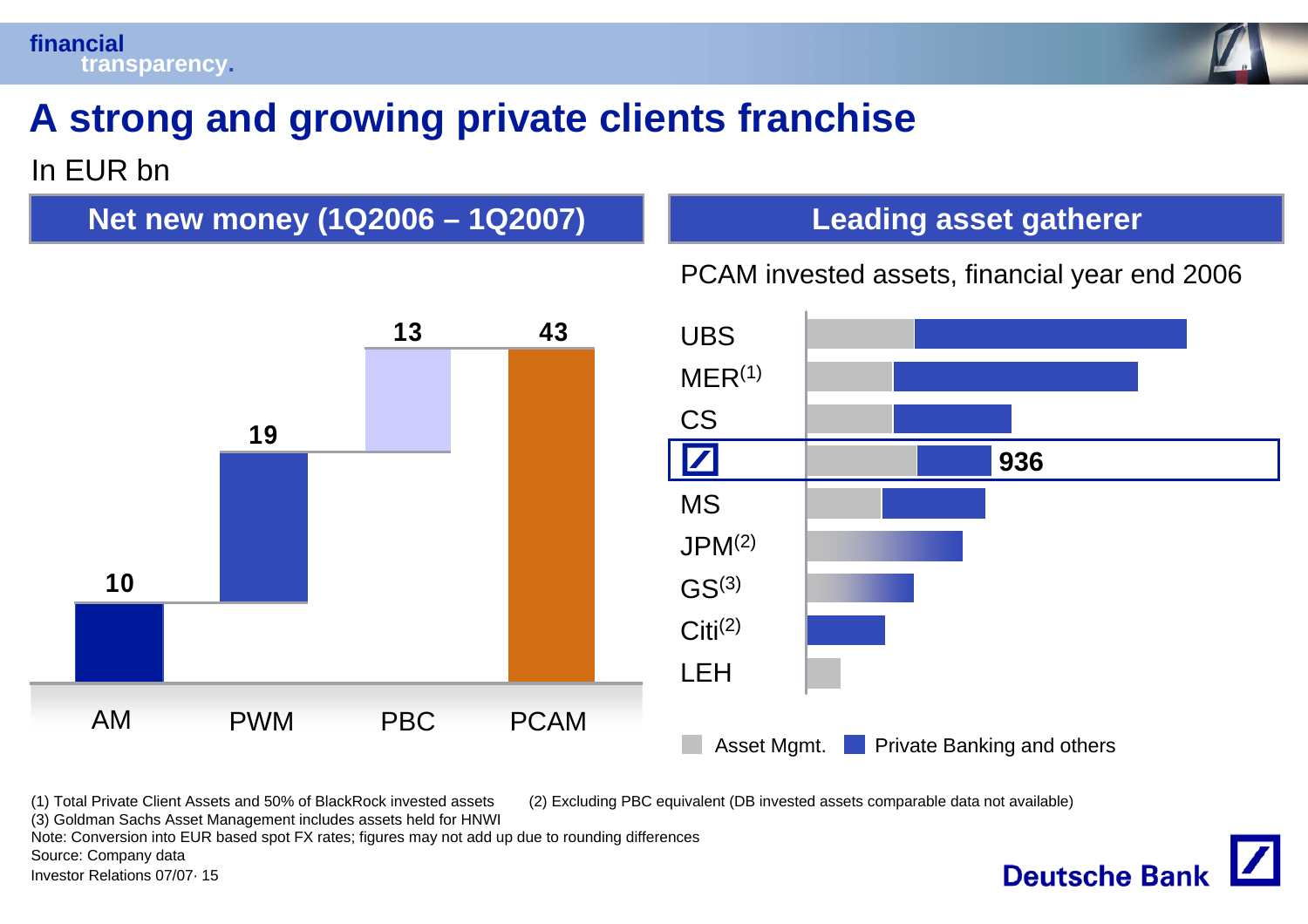# A strong and growing private clients franchise

In EUR bn

## Net new money (1Q2006 – 1Q2007)

| AM | PWM | PBC | PCAM |
|---|---|---|---|
| 10 | 19 | 13 | 43 |

## Leading asset gatherer

PCAM invested assets, financial year end 2006

UBS
MER(1)
CS
Deutsche Bank: 936
MS
JPM(2)
GS(3)
Citi(2)
LEH

Asset Mgmt. | Private Banking and others

(1) Total Private Client Assets and 50% of BlackRock invested assets
(2) Excluding PBC equivalent (DB invested assets comparable data not available)
(3) Goldman Sachs Asset Management includes assets held for HNWI
Note: Conversion into EUR based spot FX rates; figures may not add up due to rounding differences
Source: Company data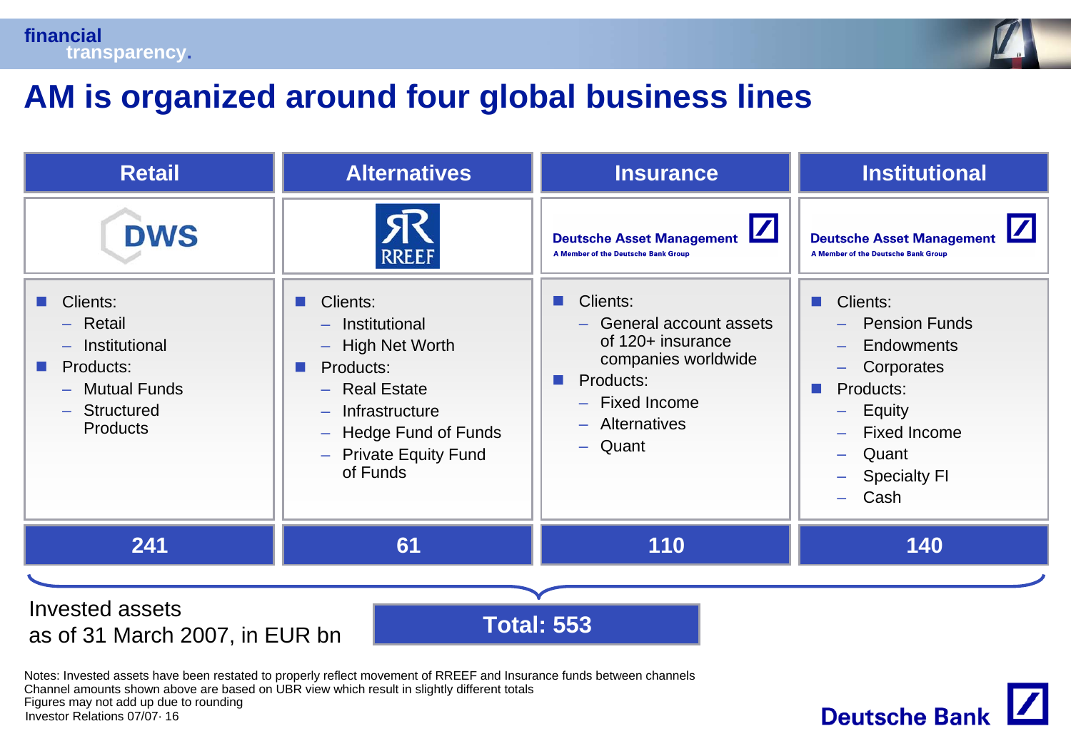# AM is organized around four global business lines

| Retail | Alternatives | Insurance | Institutional |
|---|---|---|---|
| DWS | RREEF | Deutsche Asset Management – A Member of the Deutsche Bank Group | Deutsche Asset Management – A Member of the Deutsche Bank Group |
| Clients: – Retail – Institutional<br>Products: – Mutual Funds – Structured Products | Clients: – Institutional – High Net Worth<br>Products: – Real Estate – Infrastructure – Hedge Fund of Funds – Private Equity Fund of Funds | Clients: – General account assets of 120+ insurance companies worldwide<br>Products: – Fixed Income – Alternatives – Quant | Clients: – Pension Funds – Endowments – Corporates<br>Products: – Equity – Fixed Income – Quant – Specialty FI – Cash |
| 241 | 61 | 110 | 140 |

Invested assets as of 31 March 2007, in EUR bn

**Total: 553**

Notes: Invested assets have been restated to properly reflect movement of RREEF and Insurance funds between channels
Channel amounts shown above are based on UBR view which result in slightly different totals
Figures may not add up due to rounding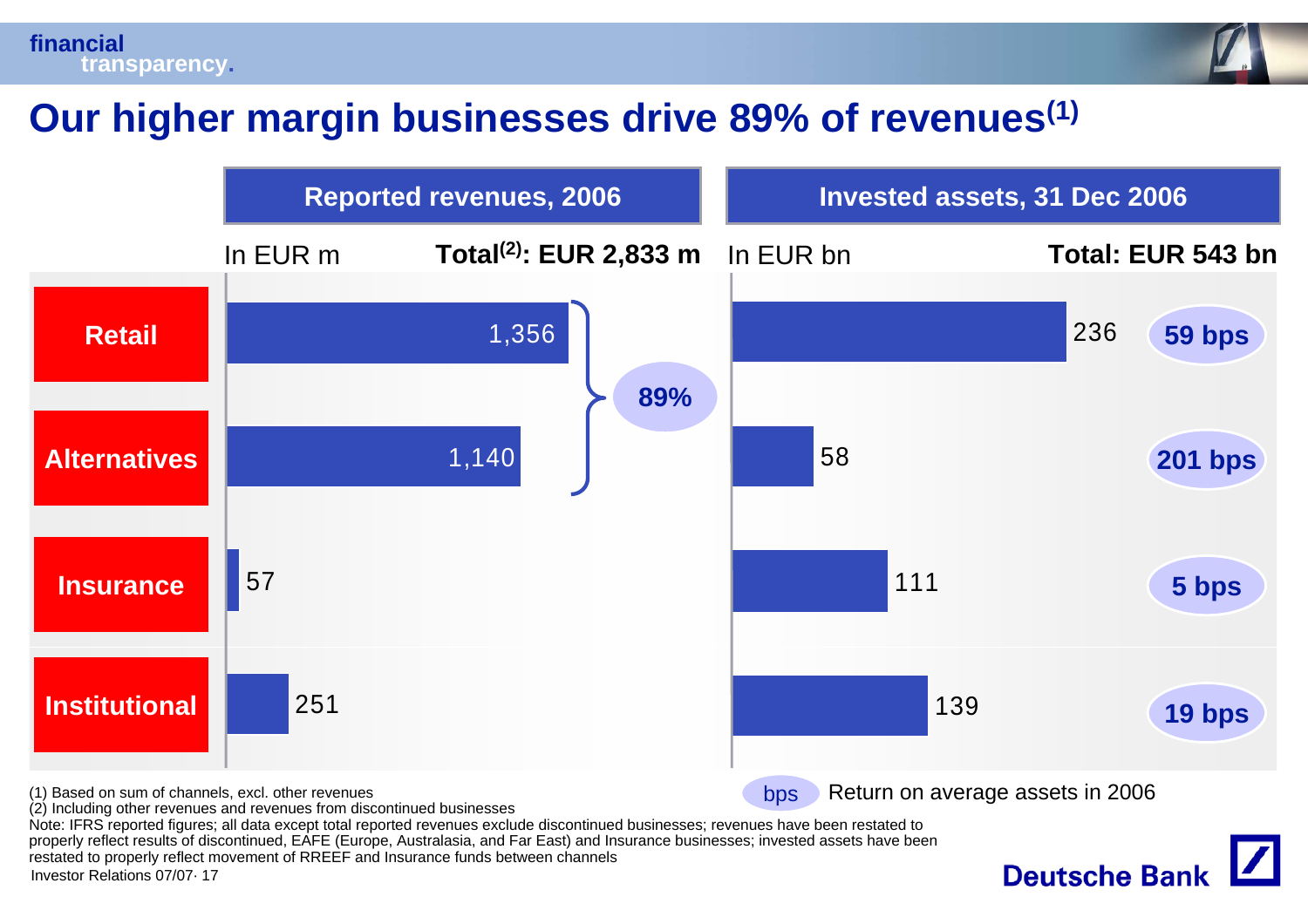# Our higher margin businesses drive 89% of revenues[1]

| | Reported revenues, 2006 (In EUR m) Total[2]: EUR 2,833 m | Invested assets, 31 Dec 2006 (In EUR bn) Total: EUR 543 bn | Return on average assets in 2006 |
|---|---|---|---|
| Retail | 1,356 | 236 | 59 bps |
| Alternatives | 1,140 | 58 | 201 bps |
| Insurance | 57 | 111 | 5 bps |
| Institutional | 251 | 139 | 19 bps |

Retail and Alternatives: 89% of revenues

bps Return on average assets in 2006

(1) Based on sum of channels, excl. other revenues
(2) Including other revenues and revenues from discontinued businesses
Note: IFRS reported figures; all data except total reported revenues exclude discontinued businesses; revenues have been restated to properly reflect results of discontinued, EAFE (Europe, Australasia, and Far East) and Insurance businesses; invested assets have been restated to properly reflect movement of RREEF and Insurance funds between channels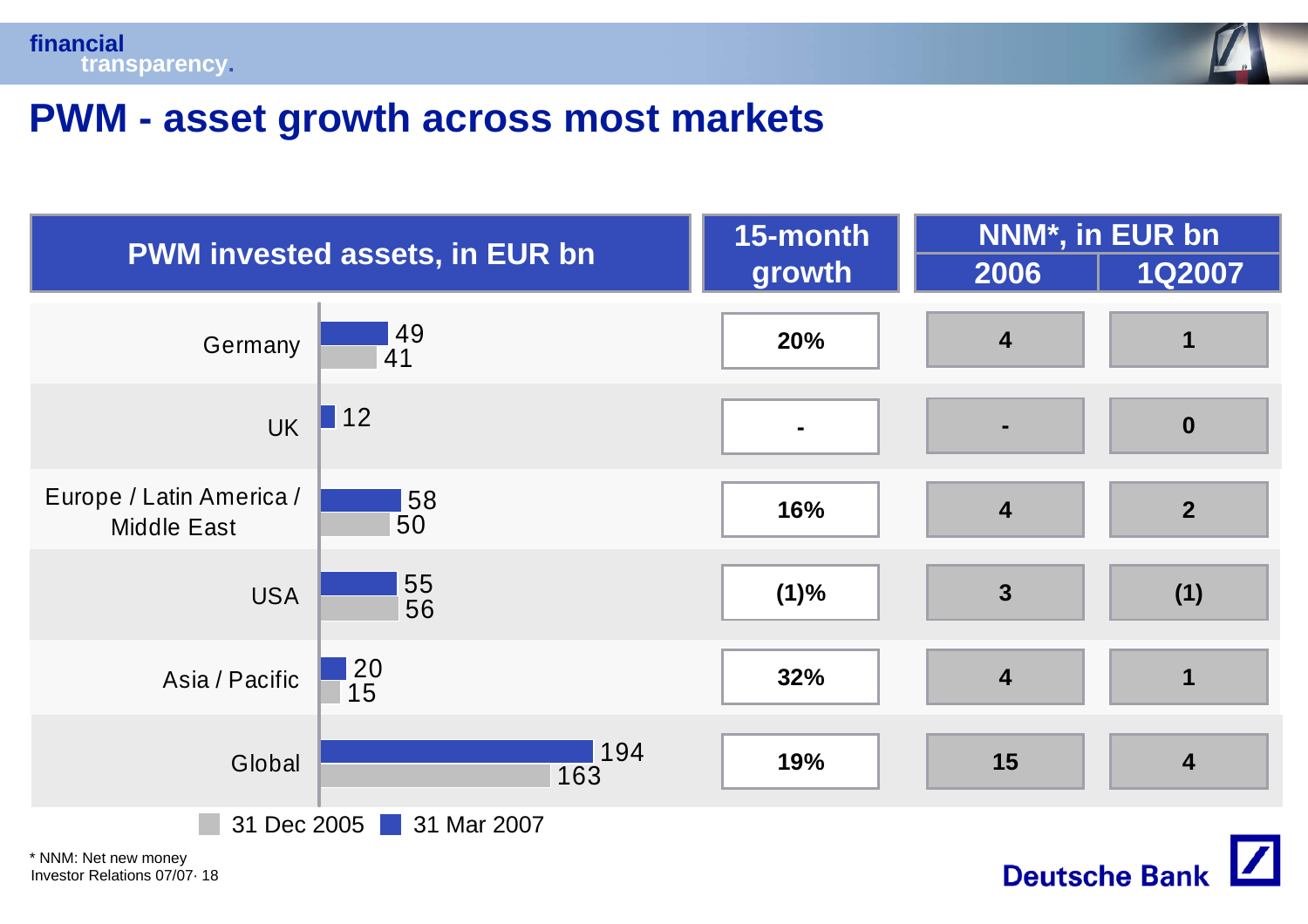# PWM - asset growth across most markets

| PWM invested assets, in EUR bn | 31 Dec 2005 | 31 Mar 2007 | 15-month growth | NNM*, in EUR bn 2006 | NNM*, in EUR bn 1Q2007 |
|---|---|---|---|---|---|
| Germany | 41 | 49 | 20% | 4 | 1 |
| UK | | 12 | - | - | 0 |
| Europe / Latin America / Middle East | 50 | 58 | 16% | 4 | 2 |
| USA | 56 | 55 | (1)% | 3 | (1) |
| Asia / Pacific | 15 | 20 | 32% | 4 | 1 |
| Global | 163 | 194 | 19% | 15 | 4 |

* NNM: Net new money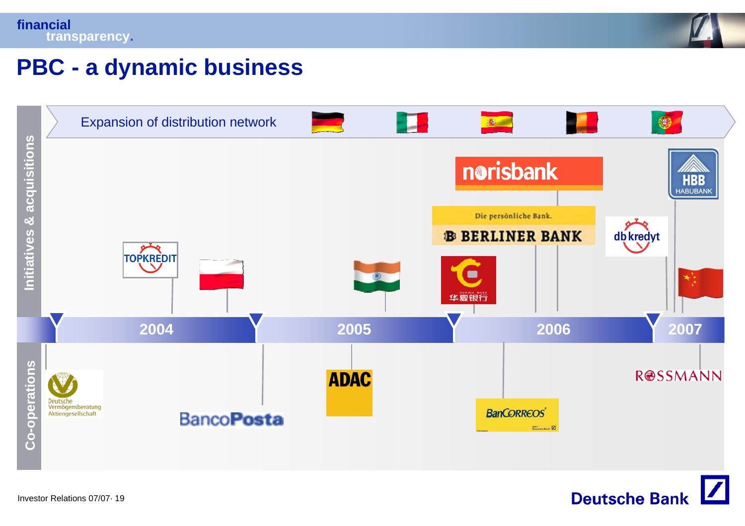# PBC - a dynamic business

**Initiatives & acquisitions**

Expansion of distribution network

- 2004: TOPKREDIT; Poland
- 2005: India
- 2006: norisbank; Die persönliche Bank. BERLINER BANK; 华夏银行 HUAXIA BANK
- 2007: db kredyt; HBB HABUBANK; China

**Co-operations**

- 2004: Deutsche Vermögensberatung Aktiengesellschaft
- 2005: BancoPosta; ADAC
- 2006: BanCorreos
- 2007: ROSSMANN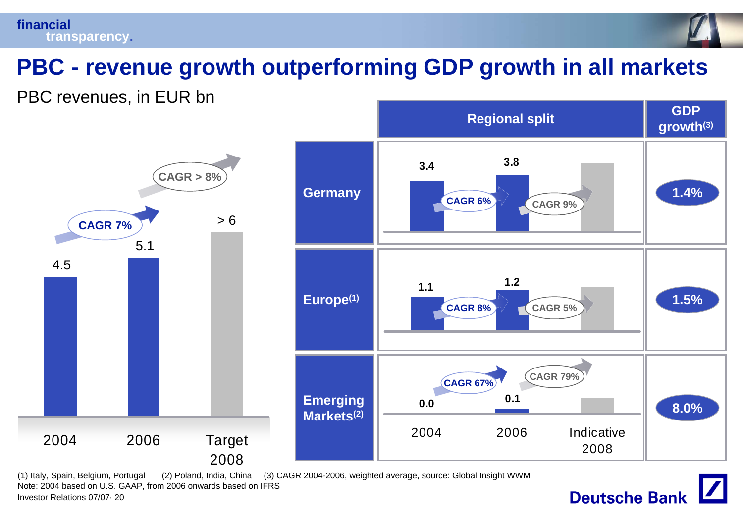# PBC - revenue growth outperforming GDP growth in all markets

PBC revenues, in EUR bn

| | 2004 | 2006 | Target 2008 |
|---|---|---|---|
| PBC revenues | 4.5 | 5.1 | > 6 |

CAGR 7% (2004–2006); CAGR > 8% (2006–Target 2008)

| Regional split | 2004 | | 2006 | | Indicative 2008 | GDP growth(3) |
|---|---|---|---|---|---|---|
| Germany | 3.4 | CAGR 6% | 3.8 | CAGR 9% | | 1.4% |
| Europe(1) | 1.1 | CAGR 8% | 1.2 | CAGR 5% | | 1.5% |
| Emerging Markets(2) | 0.0 | CAGR 67% | 0.1 | CAGR 79% | | 8.0% |

(1) Italy, Spain, Belgium, Portugal (2) Poland, India, China (3) CAGR 2004-2006, weighted average, source: Global Insight WWM

Note: 2004 based on U.S. GAAP, from 2006 onwards based on IFRS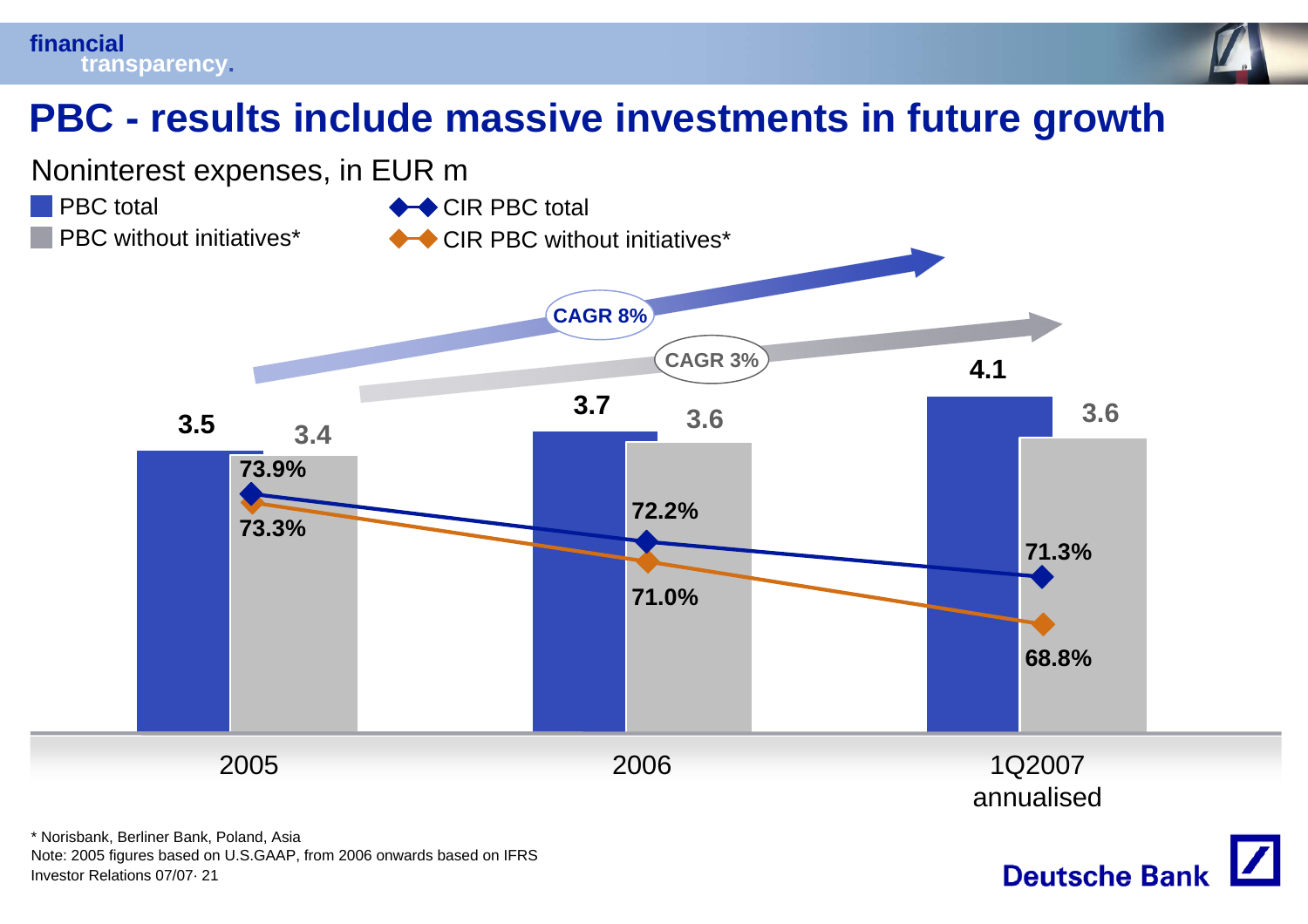# PBC - results include massive investments in future growth

Noninterest expenses, in EUR m

| | 2005 | 2006 | 1Q2007 annualised |
|---|---|---|---|
| PBC total | 3.5 | 3.7 | 4.1 |
| PBC without initiatives* | 3.4 | 3.6 | 3.6 |
| CIR PBC total | 73.9% | 72.2% | 71.3% |
| CIR PBC without initiatives* | 73.3% | 71.0% | 68.8% |

CAGR 8% (PBC total)

CAGR 3% (PBC without initiatives*)

\* Norisbank, Berliner Bank, Poland, Asia

Note: 2005 figures based on U.S.GAAP, from 2006 onwards based on IFRS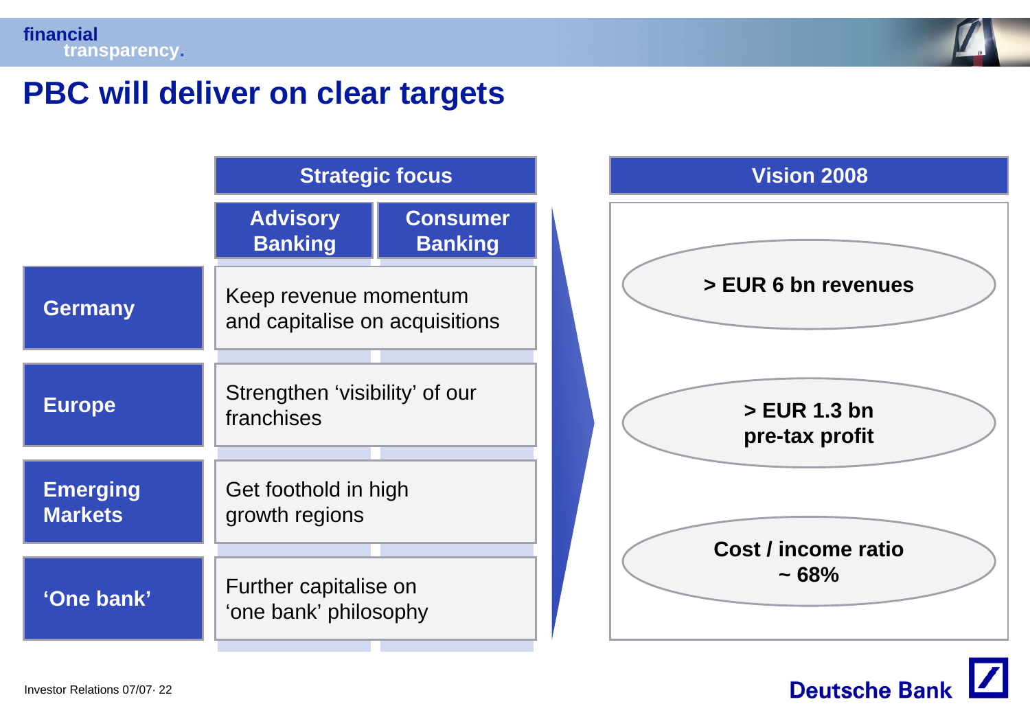# PBC will deliver on clear targets

| | Strategic focus | |
|---|---|---|
| | Advisory Banking | Consumer Banking |
| **Germany** | Keep revenue momentum and capitalise on acquisitions | |
| **Europe** | Strengthen 'visibility' of our franchises | |
| **Emerging Markets** | Get foothold in high growth regions | |
| **'One bank'** | Further capitalise on 'one bank' philosophy | |

## Vision 2008

- **> EUR 6 bn revenues**
- **> EUR 1.3 bn pre-tax profit**
- **Cost / income ratio ~ 68%**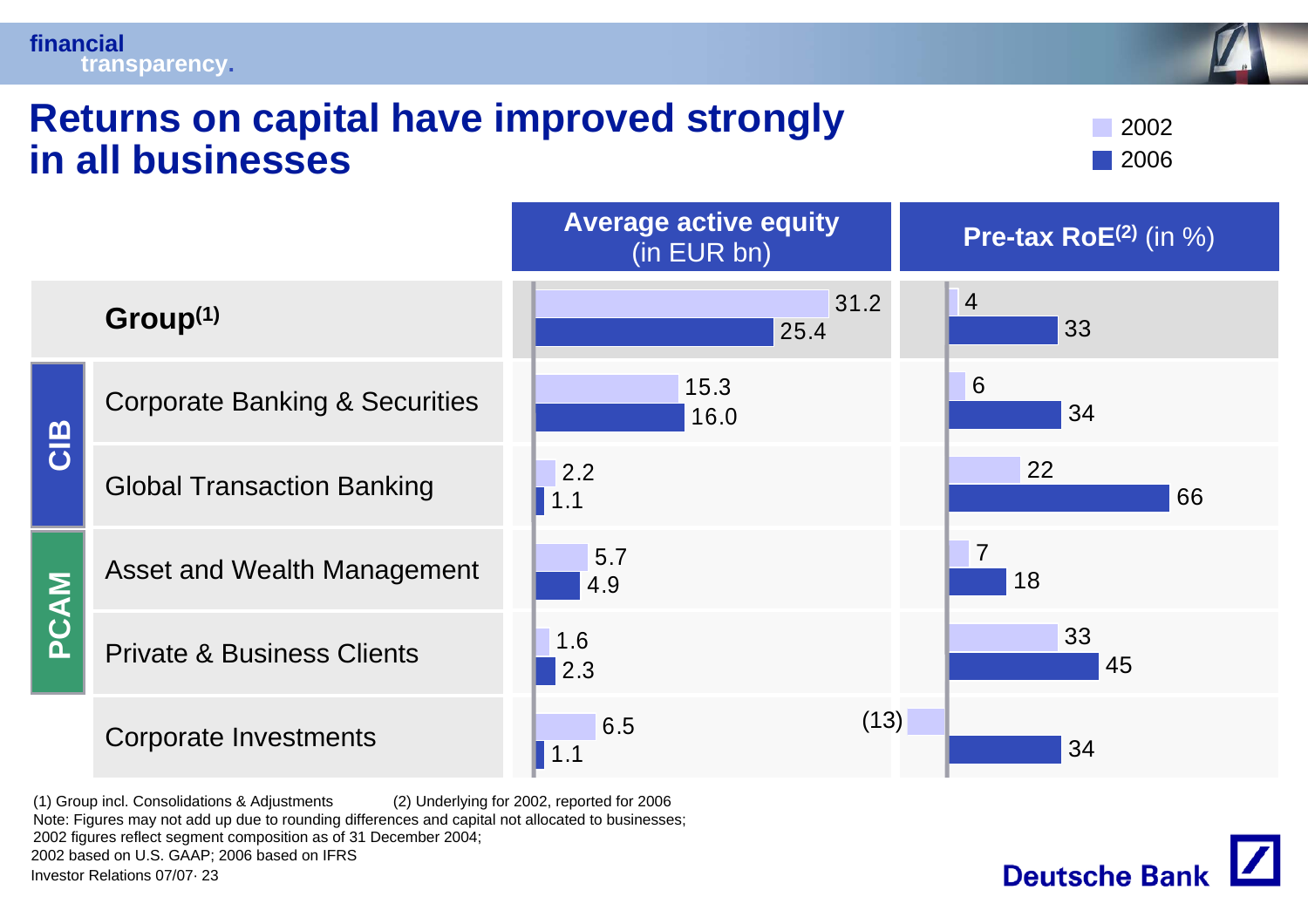financial transparency.

# Returns on capital have improved strongly in all businesses

| | | Average active equity (in EUR bn) 2002 | Average active equity (in EUR bn) 2006 | Pre-tax RoE[(2)] (in %) 2002 | Pre-tax RoE[(2)] (in %) 2006 |
|---|---|---|---|---|---|
| | **Group[(1)]** | 31.2 | 25.4 | 4 | 33 |
| CIB | Corporate Banking & Securities | 15.3 | 16.0 | 6 | 34 |
| CIB | Global Transaction Banking | 2.2 | 1.1 | 22 | 66 |
| PCAM | Asset and Wealth Management | 5.7 | 4.9 | 7 | 18 |
| PCAM | Private & Business Clients | 1.6 | 2.3 | 33 | 45 |
| | Corporate Investments | 6.5 | 1.1 | (13) | 34 |

(1) Group incl. Consolidations & Adjustments (2) Underlying for 2002, reported for 2006

Note: Figures may not add up due to rounding differences and capital not allocated to businesses; 2002 figures reflect segment composition as of 31 December 2004; 2002 based on U.S. GAAP; 2006 based on IFRS

Investor Relations 07/07· 23

Deutsche Bank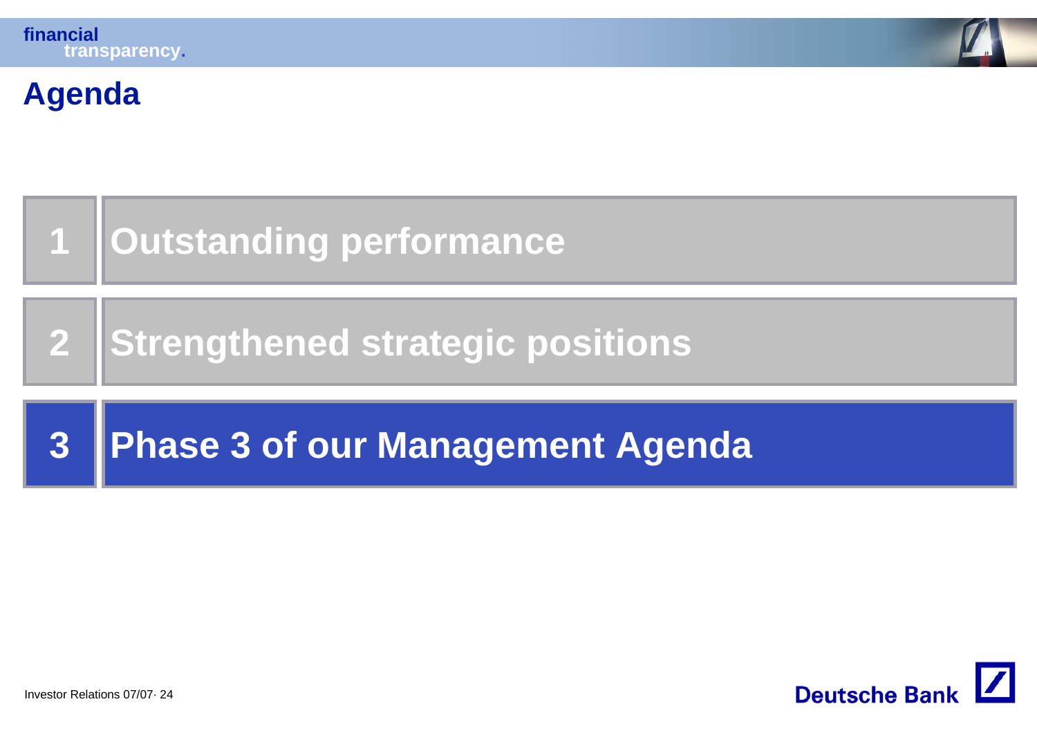# Agenda

1. Outstanding performance
2. Strengthened strategic positions
3. **Phase 3 of our Management Agenda**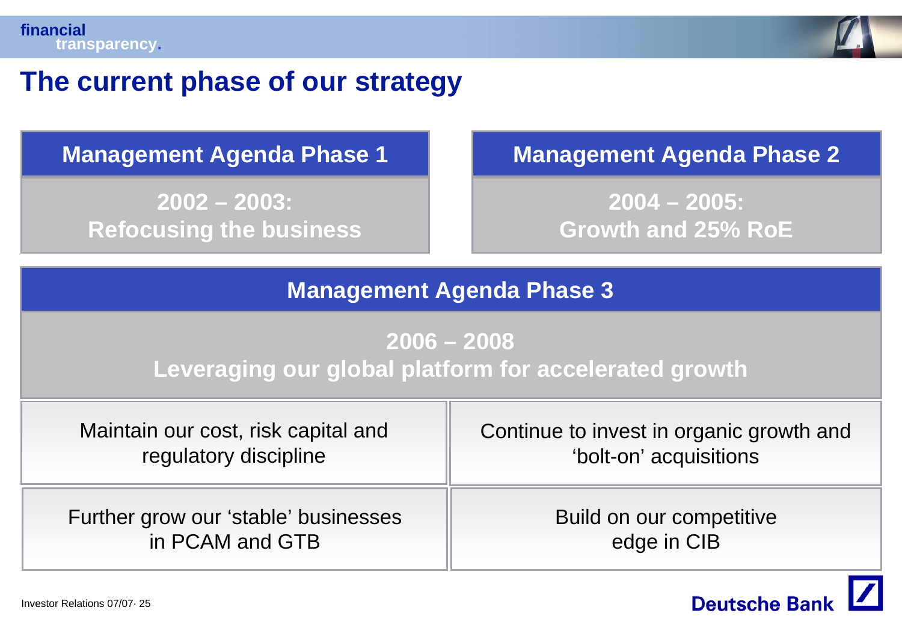# The current phase of our strategy

| Management Agenda Phase 1 | Management Agenda Phase 2 |
|---|---|
| **2002 – 2003: Refocusing the business** | **2004 – 2005: Growth and 25% RoE** |

## Management Agenda Phase 3

**2006 – 2008**
**Leveraging our global platform for accelerated growth**

| | |
|---|---|
| Maintain our cost, risk capital and regulatory discipline | Continue to invest in organic growth and 'bolt-on' acquisitions |
| Further grow our 'stable' businesses in PCAM and GTB | Build on our competitive edge in CIB |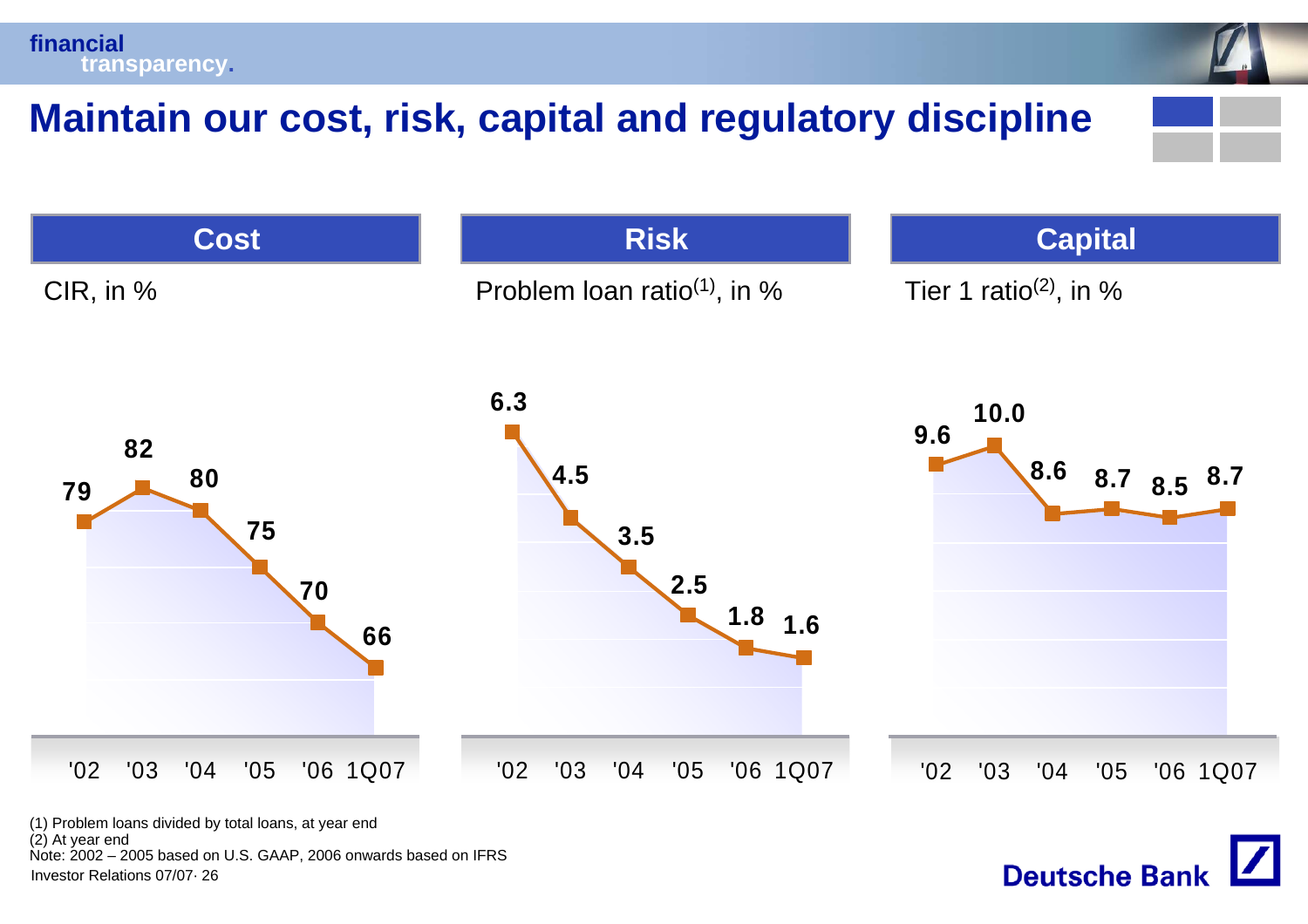# Maintain our cost, risk, capital and regulatory discipline

| | '02 | '03 | '04 | '05 | '06 | 1Q07 |
|---|---|---|---|---|---|---|
| **Cost** – CIR, in % | 79 | 82 | 80 | 75 | 70 | 66 |
| **Risk** – Problem loan ratio[1], in % | 6.3 | 4.5 | 3.5 | 2.5 | 1.8 | 1.6 |
| **Capital** – Tier 1 ratio[2], in % | 9.6 | 10.0 | 8.6 | 8.7 | 8.5 | 8.7 |

(1) Problem loans divided by total loans, at year end
(2) At year end
Note: 2002 – 2005 based on U.S. GAAP, 2006 onwards based on IFRS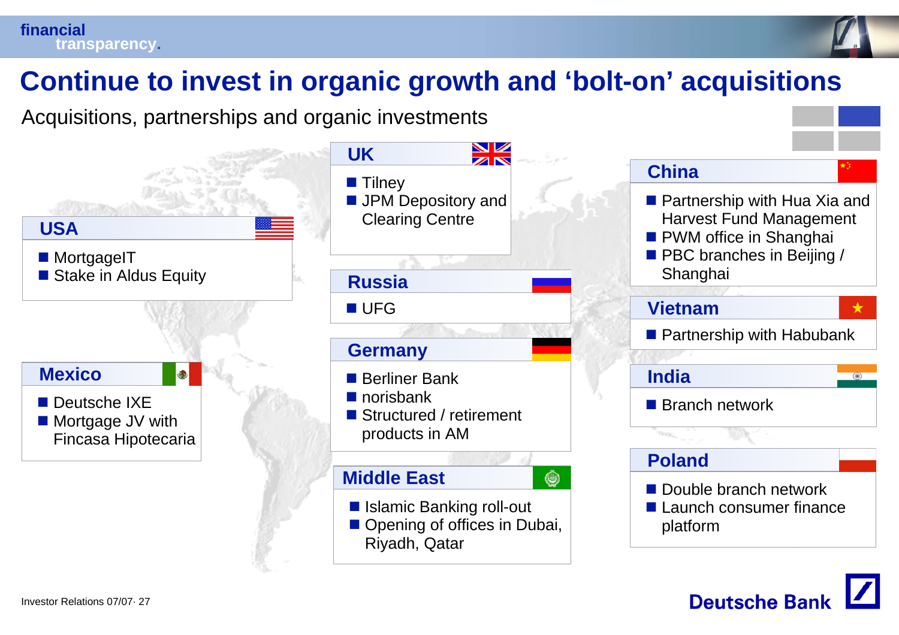# Continue to invest in organic growth and 'bolt-on' acquisitions

Acquisitions, partnerships and organic investments

### USA
- MortgageIT
- Stake in Aldus Equity

### Mexico
- Deutsche IXE
- Mortgage JV with Fincasa Hipotecaria

### UK
- Tilney
- JPM Depository and Clearing Centre

### Russia
- UFG

### Germany
- Berliner Bank
- norisbank
- Structured / retirement products in AM

### Middle East
- Islamic Banking roll-out
- Opening of offices in Dubai, Riyadh, Qatar

### China
- Partnership with Hua Xia and Harvest Fund Management
- PWM office in Shanghai
- PBC branches in Beijing / Shanghai

### Vietnam
- Partnership with Habubank

### India
- Branch network

### Poland
- Double branch network
- Launch consumer finance platform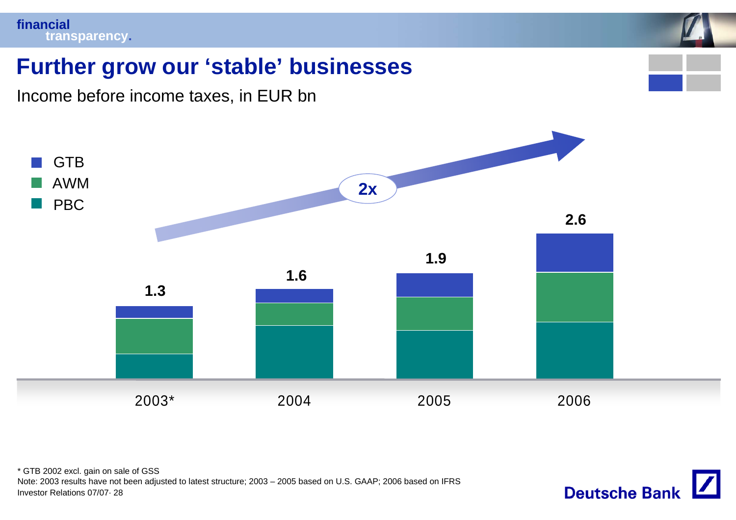# Further grow our 'stable' businesses

Income before income taxes, in EUR bn

- GTB
- AWM
- PBC

| | 2003* | 2004 | 2005 | 2006 |
|---|---|---|---|---|
| Total | 1.3 | 1.6 | 1.9 | 2.6 |

2x

\* GTB 2002 excl. gain on sale of GSS

Note: 2003 results have not been adjusted to latest structure; 2003 – 2005 based on U.S. GAAP; 2006 based on IFRS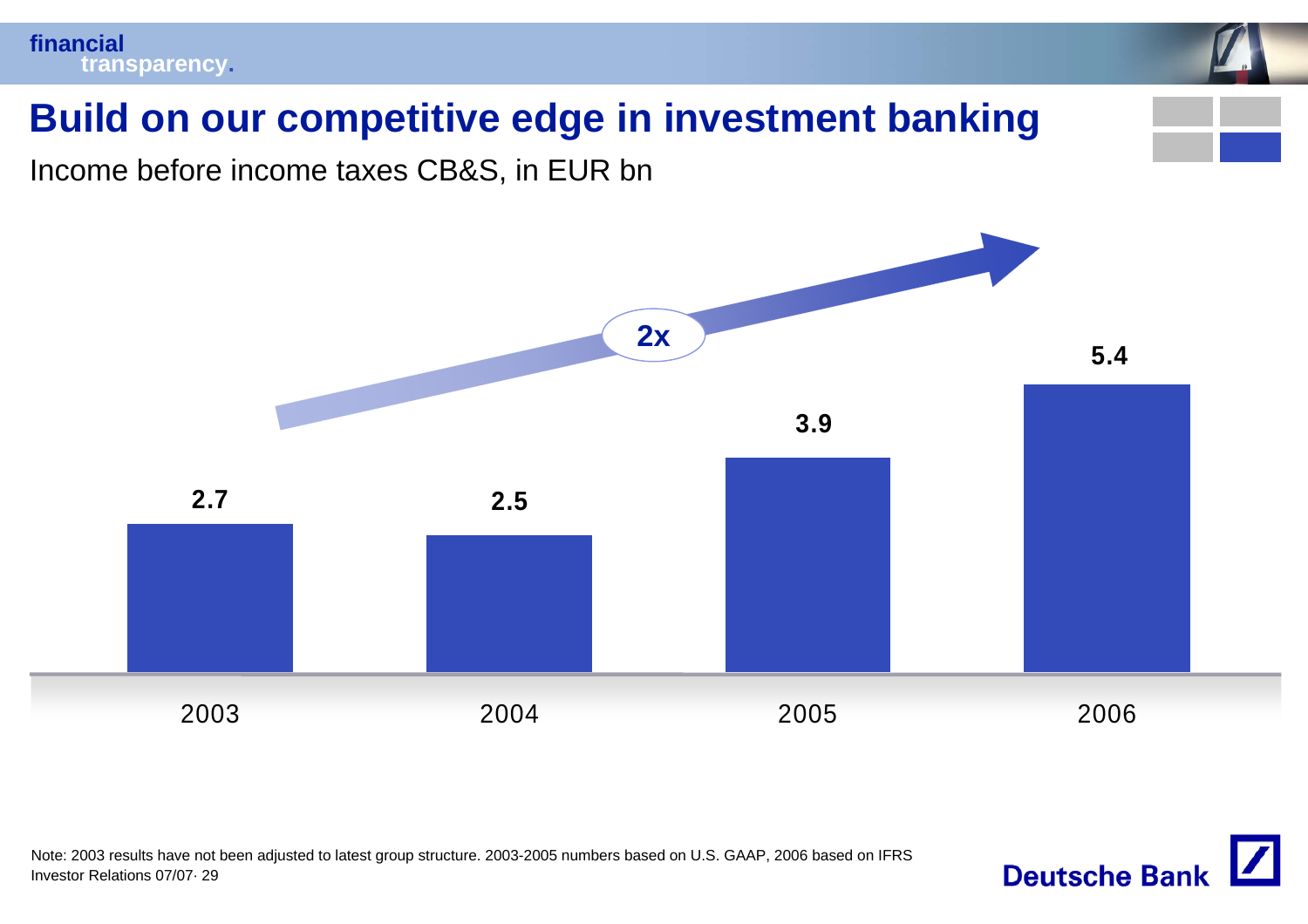# Build on our competitive edge in investment banking

Income before income taxes CB&S, in EUR bn

2x

| Year | Income before income taxes (EUR bn) |
|---|---|
| 2003 | 2.7 |
| 2004 | 2.5 |
| 2005 | 3.9 |
| 2006 | 5.4 |

Note: 2003 results have not been adjusted to latest group structure. 2003-2005 numbers based on U.S. GAAP, 2006 based on IFRS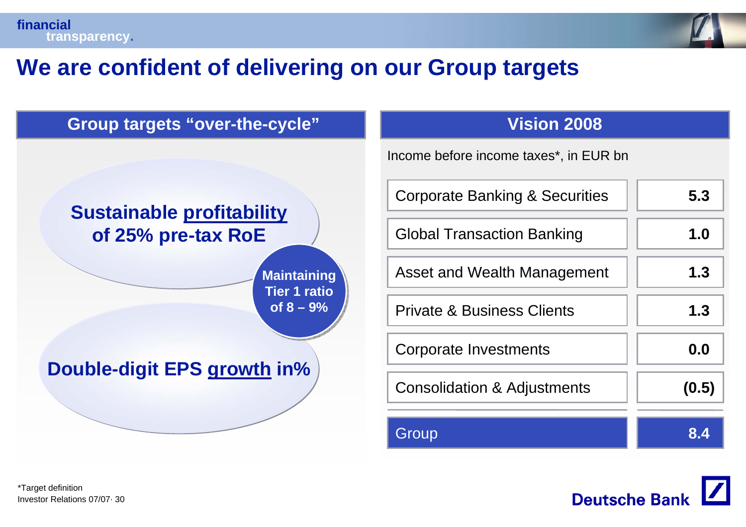# We are confident of delivering on our Group targets

## Group targets “over-the-cycle”

**Sustainable profitability of 25% pre-tax RoE**

**Maintaining Tier 1 ratio of 8 – 9%**

**Double-digit EPS growth in%**

## Vision 2008

Income before income taxes*, in EUR bn

| Division | EUR bn |
|---|---|
| Corporate Banking & Securities | 5.3 |
| Global Transaction Banking | 1.0 |
| Asset and Wealth Management | 1.3 |
| Private & Business Clients | 1.3 |
| Corporate Investments | 0.0 |
| Consolidation & Adjustments | (0.5) |
| Group | 8.4 |

*Target definition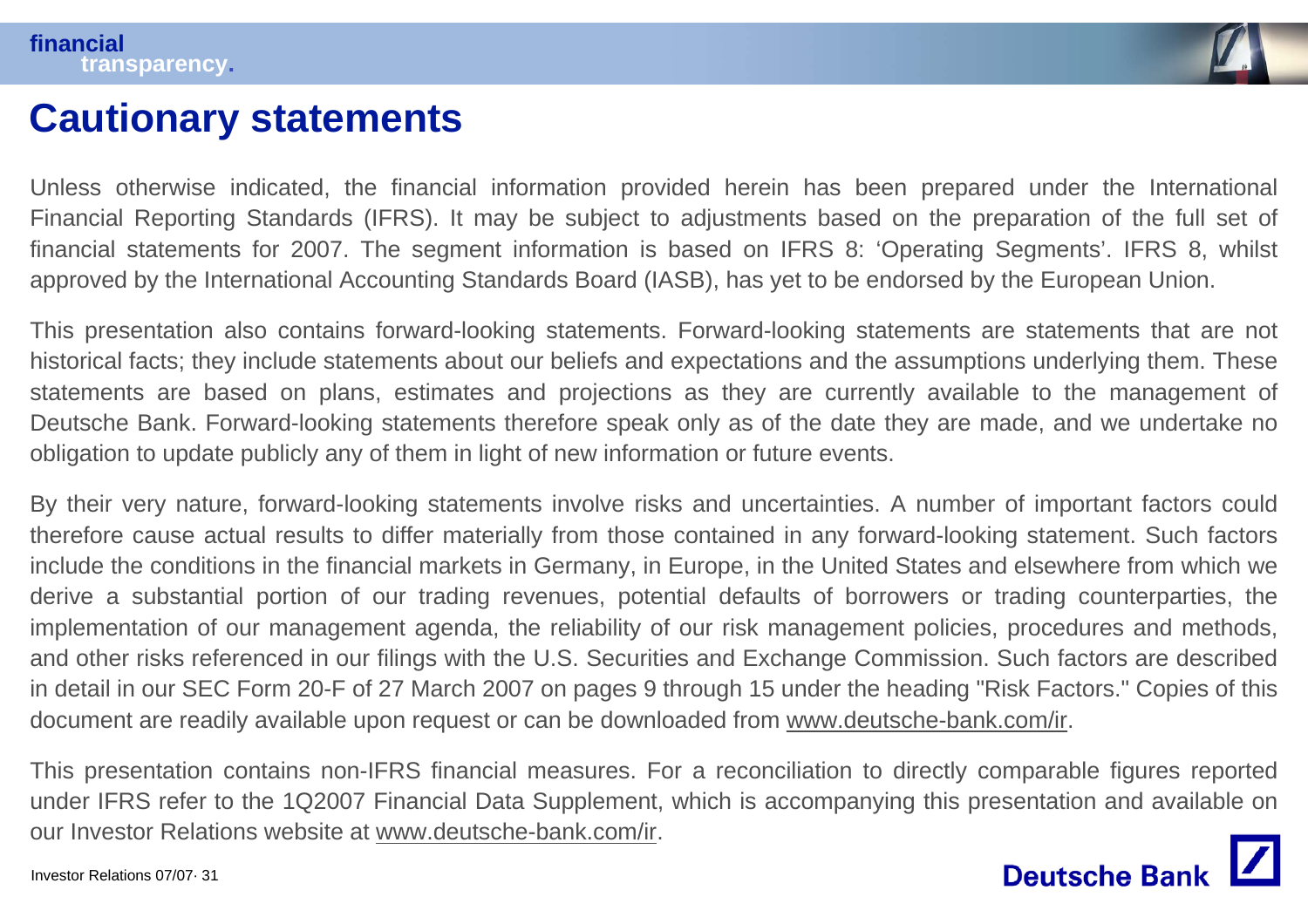# Cautionary statements

Unless otherwise indicated, the financial information provided herein has been prepared under the International Financial Reporting Standards (IFRS). It may be subject to adjustments based on the preparation of the full set of financial statements for 2007. The segment information is based on IFRS 8: 'Operating Segments'. IFRS 8, whilst approved by the International Accounting Standards Board (IASB), has yet to be endorsed by the European Union.

This presentation also contains forward-looking statements. Forward-looking statements are statements that are not historical facts; they include statements about our beliefs and expectations and the assumptions underlying them. These statements are based on plans, estimates and projections as they are currently available to the management of Deutsche Bank. Forward-looking statements therefore speak only as of the date they are made, and we undertake no obligation to update publicly any of them in light of new information or future events.

By their very nature, forward-looking statements involve risks and uncertainties. A number of important factors could therefore cause actual results to differ materially from those contained in any forward-looking statement. Such factors include the conditions in the financial markets in Germany, in Europe, in the United States and elsewhere from which we derive a substantial portion of our trading revenues, potential defaults of borrowers or trading counterparties, the implementation of our management agenda, the reliability of our risk management policies, procedures and methods, and other risks referenced in our filings with the U.S. Securities and Exchange Commission. Such factors are described in detail in our SEC Form 20-F of 27 March 2007 on pages 9 through 15 under the heading "Risk Factors." Copies of this document are readily available upon request or can be downloaded from www.deutsche-bank.com/ir.

This presentation contains non-IFRS financial measures. For a reconciliation to directly comparable figures reported under IFRS refer to the 1Q2007 Financial Data Supplement, which is accompanying this presentation and available on our Investor Relations website at www.deutsche-bank.com/ir.